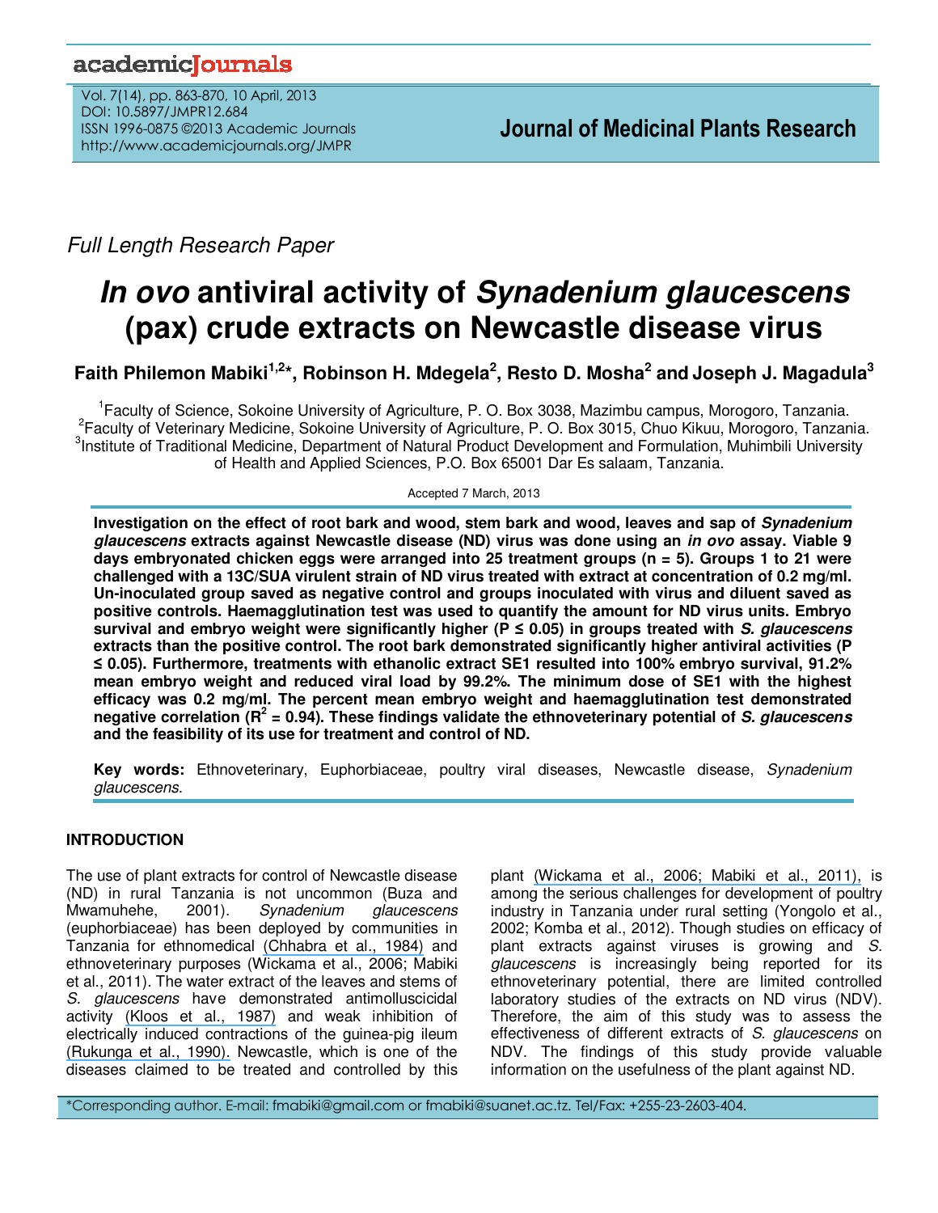Full Length Research Paper

# *In ovo* antiviral activity of *Synadenium glaucescens* (pax) crude extracts on Newcastle disease virus

**Faith Philemon Mabiki[1,2]*, Robinson H. Mdegela[2], Resto D. Mosha[2] and Joseph J. Magadula[3]**

[1]Faculty of Science, Sokoine University of Agriculture, P. O. Box 3038, Mazimbu campus, Morogoro, Tanzania.
[2]Faculty of Veterinary Medicine, Sokoine University of Agriculture, P. O. Box 3015, Chuo Kikuu, Morogoro, Tanzania.
[3]Institute of Traditional Medicine, Department of Natural Product Development and Formulation, Muhimbili University of Health and Applied Sciences, P.O. Box 65001 Dar Es salaam, Tanzania.

Accepted 7 March, 2013

**Investigation on the effect of root bark and wood, stem bark and wood, leaves and sap of *Synadenium glaucescens* extracts against Newcastle disease (ND) virus was done using an *in ovo* assay. Viable 9 days embryonated chicken eggs were arranged into 25 treatment groups (n = 5). Groups 1 to 21 were challenged with a 13C/SUA virulent strain of ND virus treated with extract at concentration of 0.2 mg/ml. Un-inoculated group saved as negative control and groups inoculated with virus and diluent saved as positive controls. Haemagglutination test was used to quantify the amount for ND virus units. Embryo survival and embryo weight were significantly higher (P ≤ 0.05) in groups treated with *S. glaucescens* extracts than the positive control. The root bark demonstrated significantly higher antiviral activities (P ≤ 0.05). Furthermore, treatments with ethanolic extract SE1 resulted into 100% embryo survival, 91.2% mean embryo weight and reduced viral load by 99.2%. The minimum dose of SE1 with the highest efficacy was 0.2 mg/ml. The percent mean embryo weight and haemagglutination test demonstrated negative correlation ($R^2$ = 0.94). These findings validate the ethnoveterinary potential of *S. glaucescens* and the feasibility of its use for treatment and control of ND.**

**Key words:** Ethnoveterinary, Euphorbiaceae, poultry viral diseases, Newcastle disease, *Synadenium glaucescens*.

## INTRODUCTION

The use of plant extracts for control of Newcastle disease (ND) in rural Tanzania is not uncommon (Buza and Mwamuhehe, 2001). *Synadenium glaucescens* (euphorbiaceae) has been deployed by communities in Tanzania for ethnomedical (Chhabra et al., 1984) and ethnoveterinary purposes (Wickama et al., 2006; Mabiki et al., 2011). The water extract of the leaves and stems of *S. glaucescens* have demonstrated antimolluscicidal activity (Kloos et al., 1987) and weak inhibition of electrically induced contractions of the guinea-pig ileum (Rukunga et al., 1990). Newcastle, which is one of the diseases claimed to be treated and controlled by this plant (Wickama et al., 2006; Mabiki et al., 2011), is among the serious challenges for development of poultry industry in Tanzania under rural setting (Yongolo et al., 2002; Komba et al., 2012). Though studies on efficacy of plant extracts against viruses is growing and *S. glaucescens* is increasingly being reported for its ethnoveterinary potential, there are limited controlled laboratory studies of the extracts on ND virus (NDV). Therefore, the aim of this study was to assess the effectiveness of different extracts of *S. glaucescens* on NDV. The findings of this study provide valuable information on the usefulness of the plant against ND.

*Corresponding author. E-mail: fmabiki@gmail.com or fmabiki@suanet.ac.tz. Tel/Fax: +255-23-2603-404.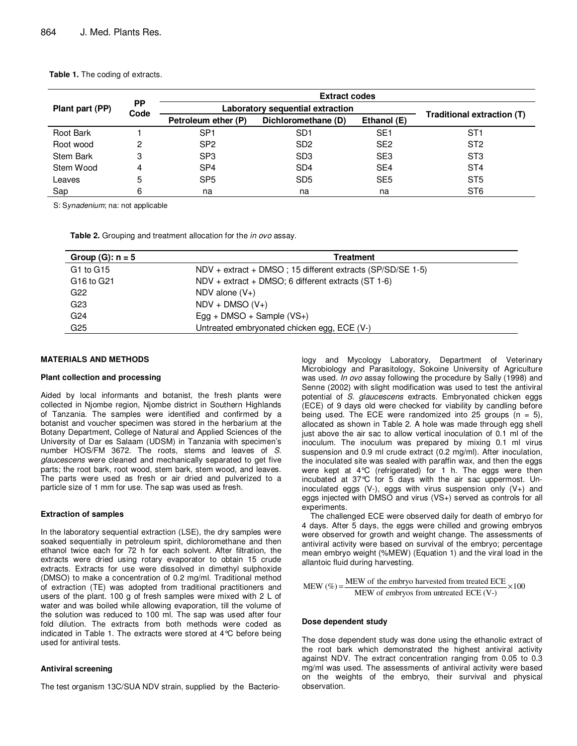**Table 1.** The coding of extracts.

| Plant part (PP) | PP Code | Extract codes | | | |
|---|---|---|---|---|---|
| | | Laboratory sequential extraction | | | Traditional extraction (T) |
| | | Petroleum ether (P) | Dichloromethane (D) | Ethanol (E) | |
| Root Bark | 1 | SP1 | SD1 | SE1 | ST1 |
| Root wood | 2 | SP2 | SD2 | SE2 | ST2 |
| Stem Bark | 3 | SP3 | SD3 | SE3 | ST3 |
| Stem Wood | 4 | SP4 | SD4 | SE4 | ST4 |
| Leaves | 5 | SP5 | SD5 | SE5 | ST5 |
| Sap | 6 | na | na | na | ST6 |

S: S*ynadenium*; na: not applicable

**Table 2.** Grouping and treatment allocation for the *in ovo* assay.

| Group (G): n = 5 | Treatment |
|---|---|
| G1 to G15 | NDV + extract + DMSO ; 15 different extracts (SP/SD/SE 1-5) |
| G16 to G21 | NDV + extract + DMSO; 6 different extracts (ST 1-6) |
| G22 | NDV alone (V+) |
| G23 | NDV + DMSO (V+) |
| G24 | Egg + DMSO + Sample (VS+) |
| G25 | Untreated embryonated chicken egg, ECE (V-) |

## MATERIALS AND METHODS

### Plant collection and processing

Aided by local informants and botanist, the fresh plants were collected in Njombe region, Njombe district in Southern Highlands of Tanzania. The samples were identified and confirmed by a botanist and voucher specimen was stored in the herbarium at the Botany Department, College of Natural and Applied Sciences of the University of Dar es Salaam (UDSM) in Tanzania with specimen's number HOS/FM 3672. The roots, stems and leaves of *S. glaucescens* were cleaned and mechanically separated to get five parts; the root bark, root wood, stem bark, stem wood, and leaves. The parts were used as fresh or air dried and pulverized to a particle size of 1 mm for use. The sap was used as fresh.

### Extraction of samples

In the laboratory sequential extraction (LSE), the dry samples were soaked sequentially in petroleum spirit, dichloromethane and then ethanol twice each for 72 h for each solvent. After filtration, the extracts were dried using rotary evaporator to obtain 15 crude extracts. Extracts for use were dissolved in dimethyl sulphoxide (DMSO) to make a concentration of 0.2 mg/ml. Traditional method of extraction (TE) was adopted from traditional practitioners and users of the plant. 100 g of fresh samples were mixed with 2 L of water and was boiled while allowing evaporation, till the volume of the solution was reduced to 100 ml. The sap was used after four fold dilution. The extracts from both methods were coded as indicated in Table 1. The extracts were stored at 4°C before being used for antiviral tests.

### Antiviral screening

The test organism 13C/SUA NDV strain, supplied by the Bacteriology and Mycology Laboratory, Department of Veterinary Microbiology and Parasitology, Sokoine University of Agriculture was used. *In ovo* assay following the procedure by Sally (1998) and Senne (2002) with slight modification was used to test the antiviral potential of *S. glaucescens* extracts. Embryonated chicken eggs (ECE) of 9 days old were checked for viability by candling before being used. The ECE were randomized into 25 groups (n = 5), allocated as shown in Table 2. A hole was made through egg shell just above the air sac to allow vertical inoculation of 0.1 ml of the inoculum. The inoculum was prepared by mixing 0.1 ml virus suspension and 0.9 ml crude extract (0.2 mg/ml). After inoculation, the inoculated site was sealed with paraffin wax, and then the eggs were kept at 4°C (refrigerated) for 1 h. The eggs were then incubated at 37°C for 5 days with the air sac uppermost. Un-inoculated eggs (V-), eggs with virus suspension only (V+) and eggs injected with DMSO and virus (VS+) served as controls for all experiments.

The challenged ECE were observed daily for death of embryo for 4 days. After 5 days, the eggs were chilled and growing embryos were observed for growth and weight change. The assessments of antiviral activity were based on survival of the embryo; percentage mean embryo weight (%MEW) (Equation 1) and the viral load in the allantoic fluid during harvesting.

$$\text{MEW}\ (\%) = \frac{\text{MEW of the embryo harvested from treated ECE}}{\text{MEW of embryos from untreated ECE (V-)}} \times 100$$

### Dose dependent study

The dose dependent study was done using the ethanolic extract of the root bark which demonstrated the highest antiviral activity against NDV. The extract concentration ranging from 0.05 to 0.3 mg/ml was used. The assessments of antiviral activity were based on the weights of the embryo, their survival and physical observation.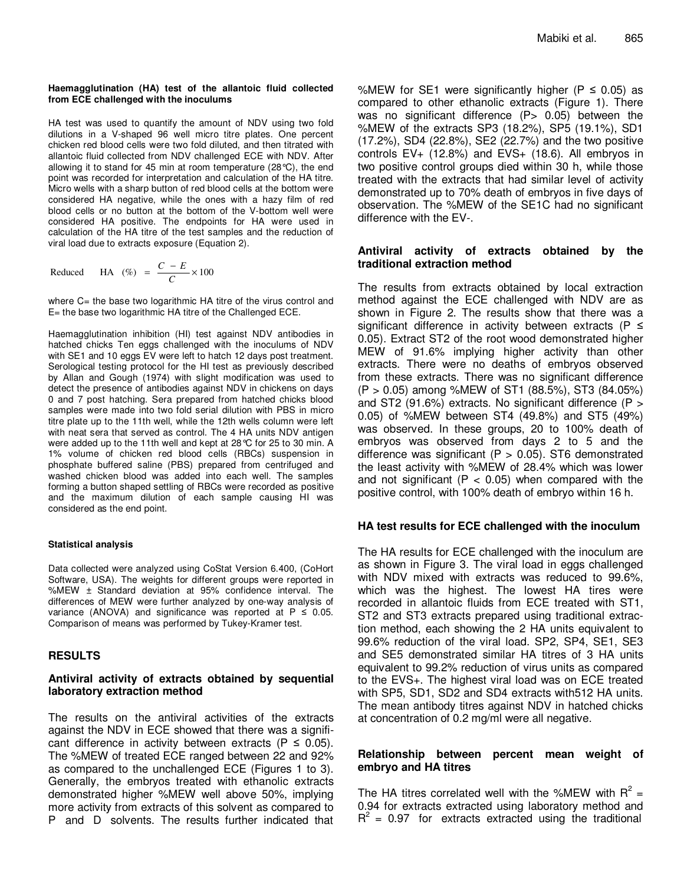#### Haemagglutination (HA) test of the allantoic fluid collected from ECE challenged with the inoculums

HA test was used to quantify the amount of NDV using two fold dilutions in a V-shaped 96 well micro titre plates. One percent chicken red blood cells were two fold diluted, and then titrated with allantoic fluid collected from NDV challenged ECE with NDV. After allowing it to stand for 45 min at room temperature (28°C), the end point was recorded for interpretation and calculation of the HA titre. Micro wells with a sharp button of red blood cells at the bottom were considered HA negative, while the ones with a hazy film of red blood cells or no button at the bottom of the V-bottom well were considered HA positive. The endpoints for HA were used in calculation of the HA titre of the test samples and the reduction of viral load due to extracts exposure (Equation 2).

$$\text{Reduced} \quad \text{HA} \ (\%) = \frac{C - E}{C} \times 100$$

where C= the base two logarithmic HA titre of the virus control and E= the base two logarithmic HA titre of the Challenged ECE.

Haemagglutination inhibition (HI) test against NDV antibodies in hatched chicks Ten eggs challenged with the inoculums of NDV with SE1 and 10 eggs EV were left to hatch 12 days post treatment. Serological testing protocol for the HI test as previously described by Allan and Gough (1974) with slight modification was used to detect the presence of antibodies against NDV in chickens on days 0 and 7 post hatching. Sera prepared from hatched chicks blood samples were made into two fold serial dilution with PBS in micro titre plate up to the 11th well, while the 12th wells column were left with neat sera that served as control. The 4 HA units NDV antigen were added up to the 11th well and kept at 28°C for 25 to 30 min. A 1% volume of chicken red blood cells (RBCs) suspension in phosphate buffered saline (PBS) prepared from centrifuged and washed chicken blood was added into each well. The samples forming a button shaped settling of RBCs were recorded as positive and the maximum dilution of each sample causing HI was considered as the end point.

#### Statistical analysis

Data collected were analyzed using CoStat Version 6.400, (CoHort Software, USA). The weights for different groups were reported in %MEW ± Standard deviation at 95% confidence interval. The differences of MEW were further analyzed by one-way analysis of variance (ANOVA) and significance was reported at $P \leq 0.05$. Comparison of means was performed by Tukey-Kramer test.

## RESULTS

### Antiviral activity of extracts obtained by sequential laboratory extraction method

The results on the antiviral activities of the extracts against the NDV in ECE showed that there was a significant difference in activity between extracts ($P \leq 0.05$). The %MEW of treated ECE ranged between 22 and 92% as compared to the unchallenged ECE (Figures 1 to 3). Generally, the embryos treated with ethanolic extracts demonstrated higher %MEW well above 50%, implying more activity from extracts of this solvent as compared to P and D solvents. The results further indicated that %MEW for SE1 were significantly higher ($P \leq 0.05$) as compared to other ethanolic extracts (Figure 1). There was no significant difference ($P > 0.05$) between the %MEW of the extracts SP3 (18.2%), SP5 (19.1%), SD1 (17.2%), SD4 (22.8%), SE2 (22.7%) and the two positive controls EV+ (12.8%) and EVS+ (18.6). All embryos in two positive control groups died within 30 h, while those treated with the extracts that had similar level of activity demonstrated up to 70% death of embryos in five days of observation. The %MEW of the SE1C had no significant difference with the EV-.

### Antiviral activity of extracts obtained by the traditional extraction method

The results from extracts obtained by local extraction method against the ECE challenged with NDV are as shown in Figure 2. The results show that there was a significant difference in activity between extracts ($P \leq 0.05$). Extract ST2 of the root wood demonstrated higher MEW of 91.6% implying higher activity than other extracts. There were no deaths of embryos observed from these extracts. There was no significant difference ($P > 0.05$) among %MEW of ST1 (88.5%), ST3 (84.05%) and ST2 (91.6%) extracts. No significant difference ($P > 0.05$) of %MEW between ST4 (49.8%) and ST5 (49%) was observed. In these groups, 20 to 100% death of embryos was observed from days 2 to 5 and the difference was significant ($P > 0.05$). ST6 demonstrated the least activity with %MEW of 28.4% which was lower and not significant ($P < 0.05$) when compared with the positive control, with 100% death of embryo within 16 h.

### HA test results for ECE challenged with the inoculum

The HA results for ECE challenged with the inoculum are as shown in Figure 3. The viral load in eggs challenged with NDV mixed with extracts was reduced to 99.6%, which was the highest. The lowest HA tires were recorded in allantoic fluids from ECE treated with ST1, ST2 and ST3 extracts prepared using traditional extraction method, each showing the 2 HA units equivalent to 99.6% reduction of the viral load. SP2, SP4, SE1, SE3 and SE5 demonstrated similar HA titres of 3 HA units equivalent to 99.2% reduction of virus units as compared to the EVS+. The highest viral load was on ECE treated with SP5, SD1, SD2 and SD4 extracts with512 HA units. The mean antibody titres against NDV in hatched chicks at concentration of 0.2 mg/ml were all negative.

### Relationship between percent mean weight of embryo and HA titres

The HA titres correlated well with the %MEW with $R^2$ = 0.94 for extracts extracted using laboratory method and $R^2$ = 0.97 for extracts extracted using the traditional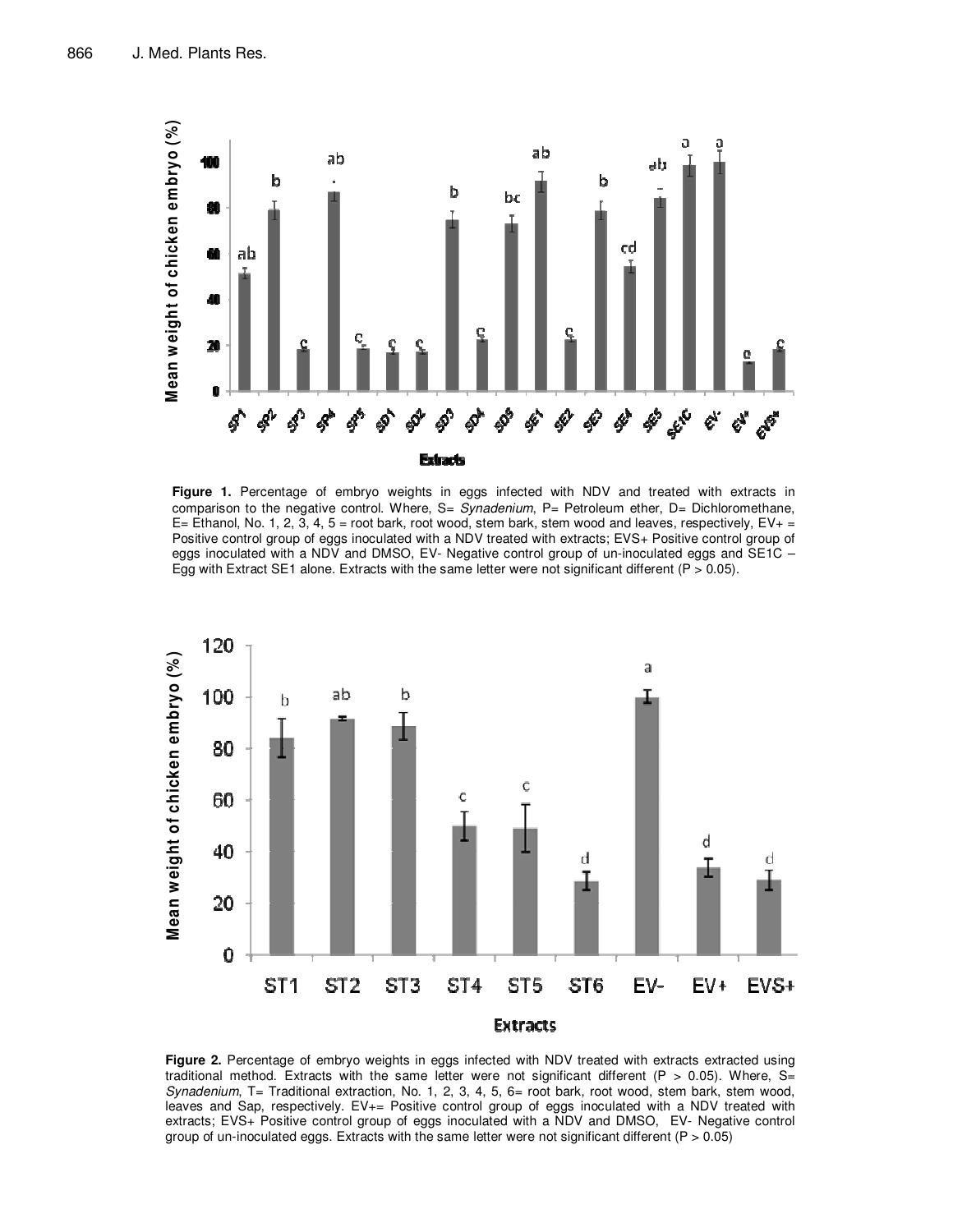**Figure 1.** Percentage of embryo weights in eggs infected with NDV and treated with extracts in comparison to the negative control. Where, S= *Synadenium*, P= Petroleum ether, D= Dichloromethane, E= Ethanol, No. 1, 2, 3, 4, 5 = root bark, root wood, stem bark, stem wood and leaves, respectively, EV+ = Positive control group of eggs inoculated with a NDV treated with extracts; EVS+ Positive control group of eggs inoculated with a NDV and DMSO, EV- Negative control group of un-inoculated eggs and SE1C – Egg with Extract SE1 alone. Extracts with the same letter were not significant different (P > 0.05).

**Figure 2.** Percentage of embryo weights in eggs infected with NDV treated with extracts extracted using traditional method. Extracts with the same letter were not significant different (P > 0.05). Where, S= *Synadenium*, T= Traditional extraction, No. 1, 2, 3, 4, 5, 6= root bark, root wood, stem bark, stem wood, leaves and Sap, respectively. EV+= Positive control group of eggs inoculated with a NDV treated with extracts; EVS+ Positive control group of eggs inoculated with a NDV and DMSO, EV- Negative control group of un-inoculated eggs. Extracts with the same letter were not significant different (P > 0.05)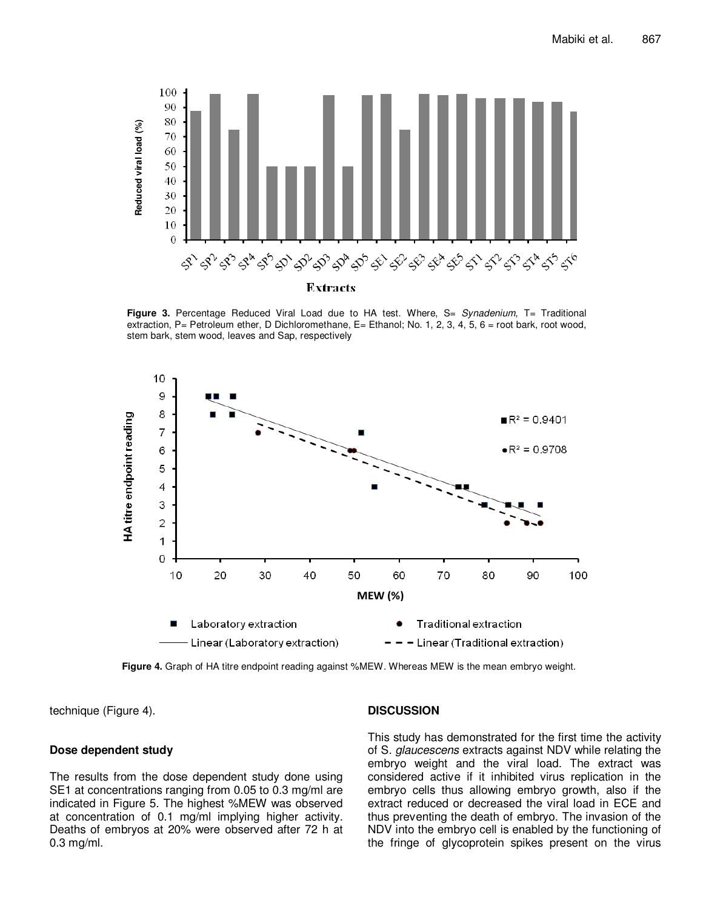Figure 3. Percentage Reduced Viral Load due to HA test. Where, S= *Synadenium*, T= Traditional extraction, P= Petroleum ether, D Dichloromethane, E= Ethanol; No. 1, 2, 3, 4, 5, 6 = root bark, root wood, stem bark, stem wood, leaves and Sap, respectively

**Figure 4.** Graph of HA titre endpoint reading against %MEW. Whereas MEW is the mean embryo weight.

technique (Figure 4).

### Dose dependent study

The results from the dose dependent study done using SE1 at concentrations ranging from 0.05 to 0.3 mg/ml are indicated in Figure 5. The highest %MEW was observed at concentration of 0.1 mg/ml implying higher activity. Deaths of embryos at 20% were observed after 72 h at 0.3 mg/ml.

## DISCUSSION

This study has demonstrated for the first time the activity of S. *glaucescens* extracts against NDV while relating the embryo weight and the viral load. The extract was considered active if it inhibited virus replication in the embryo cells thus allowing embryo growth, also if the extract reduced or decreased the viral load in ECE and thus preventing the death of embryo. The invasion of the NDV into the embryo cell is enabled by the functioning of the fringe of glycoprotein spikes present on the virus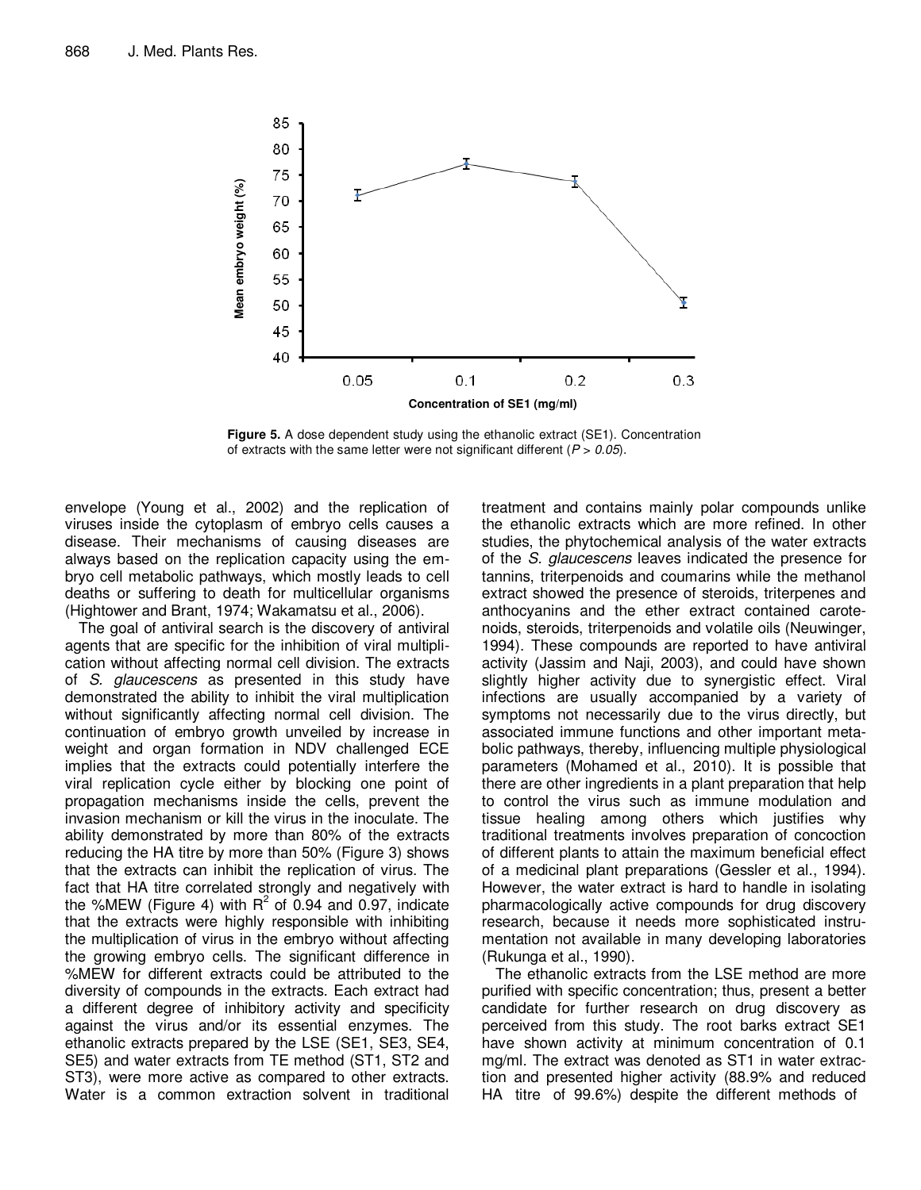**Figure 5.** A dose dependent study using the ethanolic extract (SE1). Concentration of extracts with the same letter were not significant different ($P > 0.05$).

envelope (Young et al., 2002) and the replication of viruses inside the cytoplasm of embryo cells causes a disease. Their mechanisms of causing diseases are always based on the replication capacity using the embryo cell metabolic pathways, which mostly leads to cell deaths or suffering to death for multicellular organisms (Hightower and Brant, 1974; Wakamatsu et al., 2006).

The goal of antiviral search is the discovery of antiviral agents that are specific for the inhibition of viral multiplication without affecting normal cell division. The extracts of *S. glaucescens* as presented in this study have demonstrated the ability to inhibit the viral multiplication without significantly affecting normal cell division. The continuation of embryo growth unveiled by increase in weight and organ formation in NDV challenged ECE implies that the extracts could potentially interfere the viral replication cycle either by blocking one point of propagation mechanisms inside the cells, prevent the invasion mechanism or kill the virus in the inoculate. The ability demonstrated by more than 80% of the extracts reducing the HA titre by more than 50% (Figure 3) shows that the extracts can inhibit the replication of virus. The fact that HA titre correlated strongly and negatively with the %MEW (Figure 4) with $R^2$ of 0.94 and 0.97, indicate that the extracts were highly responsible with inhibiting the multiplication of virus in the embryo without affecting the growing embryo cells. The significant difference in %MEW for different extracts could be attributed to the diversity of compounds in the extracts. Each extract had a different degree of inhibitory activity and specificity against the virus and/or its essential enzymes. The ethanolic extracts prepared by the LSE (SE1, SE3, SE4, SE5) and water extracts from TE method (ST1, ST2 and ST3), were more active as compared to other extracts. Water is a common extraction solvent in traditional treatment and contains mainly polar compounds unlike the ethanolic extracts which are more refined. In other studies, the phytochemical analysis of the water extracts of the *S. glaucescens* leaves indicated the presence for tannins, triterpenoids and coumarins while the methanol extract showed the presence of steroids, triterpenes and anthocyanins and the ether extract contained carotenoids, steroids, triterpenoids and volatile oils (Neuwinger, 1994). These compounds are reported to have antiviral activity (Jassim and Naji, 2003), and could have shown slightly higher activity due to synergistic effect. Viral infections are usually accompanied by a variety of symptoms not necessarily due to the virus directly, but associated immune functions and other important metabolic pathways, thereby, influencing multiple physiological parameters (Mohamed et al., 2010). It is possible that there are other ingredients in a plant preparation that help to control the virus such as immune modulation and tissue healing among others which justifies why traditional treatments involves preparation of concoction of different plants to attain the maximum beneficial effect of a medicinal plant preparations (Gessler et al., 1994). However, the water extract is hard to handle in isolating pharmacologically active compounds for drug discovery research, because it needs more sophisticated instrumentation not available in many developing laboratories (Rukunga et al., 1990).

The ethanolic extracts from the LSE method are more purified with specific concentration; thus, present a better candidate for further research on drug discovery as perceived from this study. The root barks extract SE1 have shown activity at minimum concentration of 0.1 mg/ml. The extract was denoted as ST1 in water extraction and presented higher activity (88.9% and reduced HA titre of 99.6%) despite the different methods of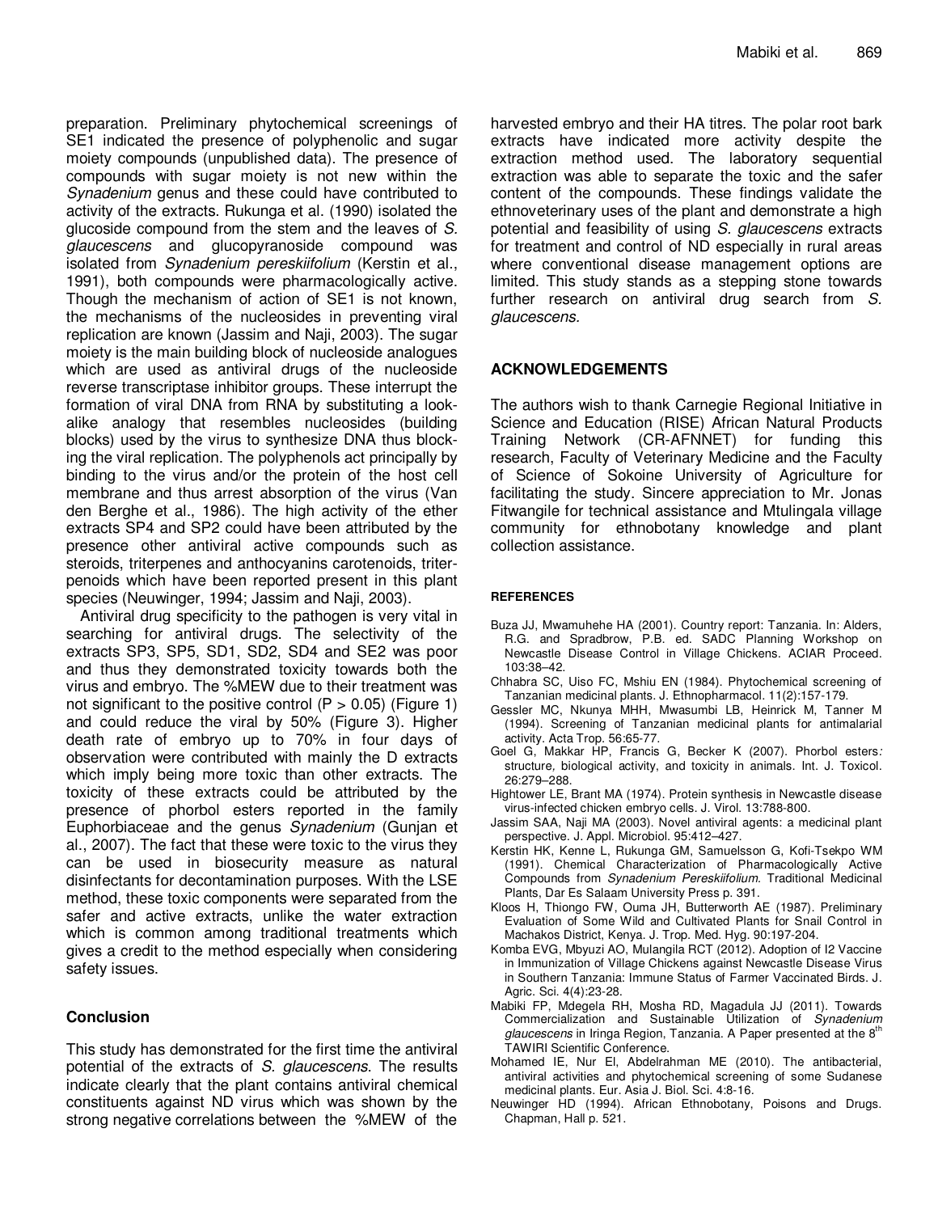preparation. Preliminary phytochemical screenings of SE1 indicated the presence of polyphenolic and sugar moiety compounds (unpublished data). The presence of compounds with sugar moiety is not new within the *Synadenium* genus and these could have contributed to activity of the extracts. Rukunga et al. (1990) isolated the glucoside compound from the stem and the leaves of *S. glaucescens* and glucopyranoside compound was isolated from *Synadenium pereskiifolium* (Kerstin et al., 1991), both compounds were pharmacologically active. Though the mechanism of action of SE1 is not known, the mechanisms of the nucleosides in preventing viral replication are known (Jassim and Naji, 2003). The sugar moiety is the main building block of nucleoside analogues which are used as antiviral drugs of the nucleoside reverse transcriptase inhibitor groups. These interrupt the formation of viral DNA from RNA by substituting a look-alike analogy that resembles nucleosides (building blocks) used by the virus to synthesize DNA thus blocking the viral replication. The polyphenols act principally by binding to the virus and/or the protein of the host cell membrane and thus arrest absorption of the virus (Van den Berghe et al., 1986). The high activity of the ether extracts SP4 and SP2 could have been attributed by the presence other antiviral active compounds such as steroids, triterpenes and anthocyanins carotenoids, triterpenoids which have been reported present in this plant species (Neuwinger, 1994; Jassim and Naji, 2003).

Antiviral drug specificity to the pathogen is very vital in searching for antiviral drugs. The selectivity of the extracts SP3, SP5, SD1, SD2, SD4 and SE2 was poor and thus they demonstrated toxicity towards both the virus and embryo. The %MEW due to their treatment was not significant to the positive control ($P > 0.05$) (Figure 1) and could reduce the viral by 50% (Figure 3). Higher death rate of embryo up to 70% in four days of observation were contributed with mainly the D extracts which imply being more toxic than other extracts. The toxicity of these extracts could be attributed by the presence of phorbol esters reported in the family Euphorbiaceae and the genus *Synadenium* (Gunjan et al., 2007). The fact that these were toxic to the virus they can be used in biosecurity measure as natural disinfectants for decontamination purposes. With the LSE method, these toxic components were separated from the safer and active extracts, unlike the water extraction which is common among traditional treatments which gives a credit to the method especially when considering safety issues.

## Conclusion

This study has demonstrated for the first time the antiviral potential of the extracts of *S. glaucescens*. The results indicate clearly that the plant contains antiviral chemical constituents against ND virus which was shown by the strong negative correlations between the %MEW of the harvested embryo and their HA titres. The polar root bark extracts have indicated more activity despite the extraction method used. The laboratory sequential extraction was able to separate the toxic and the safer content of the compounds. These findings validate the ethnoveterinary uses of the plant and demonstrate a high potential and feasibility of using *S. glaucescens* extracts for treatment and control of ND especially in rural areas where conventional disease management options are limited. This study stands as a stepping stone towards further research on antiviral drug search from *S. glaucescens*.

## ACKNOWLEDGEMENTS

The authors wish to thank Carnegie Regional Initiative in Science and Education (RISE) African Natural Products Training Network (CR-AFNNET) for funding this research, Faculty of Veterinary Medicine and the Faculty of Science of Sokoine University of Agriculture for facilitating the study. Sincere appreciation to Mr. Jonas Fitwangile for technical assistance and Mtulingala village community for ethnobotany knowledge and plant collection assistance.

### REFERENCES

Buza JJ, Mwamuhehe HA (2001). Country report: Tanzania. In: Alders, R.G. and Spradbrow, P.B. ed. SADC Planning Workshop on Newcastle Disease Control in Village Chickens. ACIAR Proceed. 103:38–42.

Chhabra SC, Uiso FC, Mshiu EN (1984). Phytochemical screening of Tanzanian medicinal plants. J. Ethnopharmacol. 11(2):157-179.

Gessler MC, Nkunya MHH, Mwasumbi LB, Heinrick M, Tanner M (1994). Screening of Tanzanian medicinal plants for antimalarial activity. Acta Trop. 56:65-77.

Goel G, Makkar HP, Francis G, Becker K (2007). Phorbol esters*:* structure, biological activity, and toxicity in animals. Int. J. Toxicol. 26:279–288.

Hightower LE, Brant MA (1974). Protein synthesis in Newcastle disease virus-infected chicken embryo cells. J. Virol. 13:788-800.

Jassim SAA, Naji MA (2003). Novel antiviral agents: a medicinal plant perspective. J. Appl. Microbiol. 95:412–427.

Kerstin HK, Kenne L, Rukunga GM, Samuelsson G, Kofi-Tsekpo WM (1991). Chemical Characterization of Pharmacologically Active Compounds from *Synadenium Pereskiifolium*. Traditional Medicinal Plants, Dar Es Salaam University Press p. 391.

Kloos H, Thiongo FW, Ouma JH, Butterworth AE (1987). Preliminary Evaluation of Some Wild and Cultivated Plants for Snail Control in Machakos District, Kenya. J. Trop. Med. Hyg. 90:197-204.

Komba EVG, Mbyuzi AO, Mulangila RCT (2012). Adoption of I2 Vaccine in Immunization of Village Chickens against Newcastle Disease Virus in Southern Tanzania: Immune Status of Farmer Vaccinated Birds. J. Agric. Sci. 4(4):23-28.

Mabiki FP, Mdegela RH, Mosha RD, Magadula JJ (2011). Towards Commercialization and Sustainable Utilization of *Synadenium glaucescens* in Iringa Region, Tanzania. A Paper presented at the 8th TAWIRI Scientific Conference.

Mohamed IE, Nur EI, Abdelrahman ME (2010). The antibacterial, antiviral activities and phytochemical screening of some Sudanese medicinal plants. Eur. Asia J. Biol. Sci. 4:8-16.

Neuwinger HD (1994). African Ethnobotany, Poisons and Drugs. Chapman, Hall p. 521.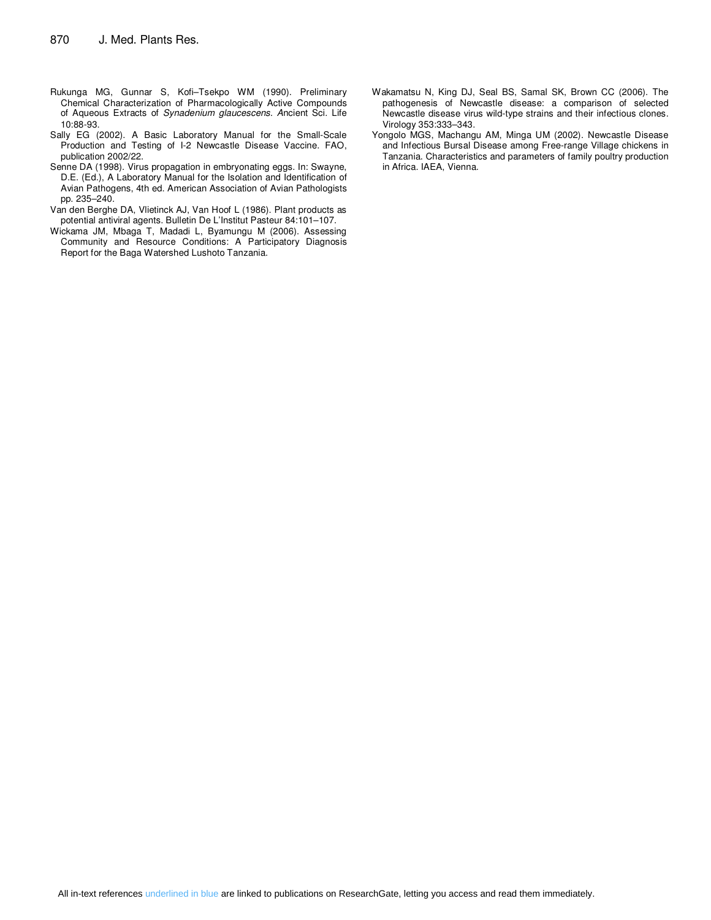Rukunga MG, Gunnar S, Kofi–Tsekpo WM (1990). Preliminary Chemical Characterization of Pharmacologically Active Compounds of Aqueous Extracts of *Synadenium glaucescens. A*ncient Sci. Life 10:88-93.

Sally EG (2002). A Basic Laboratory Manual for the Small-Scale Production and Testing of I-2 Newcastle Disease Vaccine. FAO, publication 2002/22.

Senne DA (1998). Virus propagation in embryonating eggs. In: Swayne, D.E. (Ed.), A Laboratory Manual for the Isolation and Identification of Avian Pathogens, 4th ed. American Association of Avian Pathologists pp. 235–240.

Van den Berghe DA, Vlietinck AJ, Van Hoof L (1986). Plant products as potential antiviral agents. Bulletin De L'Institut Pasteur 84:101–107.

Wickama JM, Mbaga T, Madadi L, Byamungu M (2006). Assessing Community and Resource Conditions: A Participatory Diagnosis Report for the Baga Watershed Lushoto Tanzania.

Wakamatsu N, King DJ, Seal BS, Samal SK, Brown CC (2006). The pathogenesis of Newcastle disease: a comparison of selected Newcastle disease virus wild-type strains and their infectious clones. Virology 353:333–343.

Yongolo MGS, Machangu AM, Minga UM (2002). Newcastle Disease and Infectious Bursal Disease among Free-range Village chickens in Tanzania. Characteristics and parameters of family poultry production in Africa. IAEA, Vienna.

All in-text references underlined in blue are linked to publications on ResearchGate, letting you access and read them immediately.